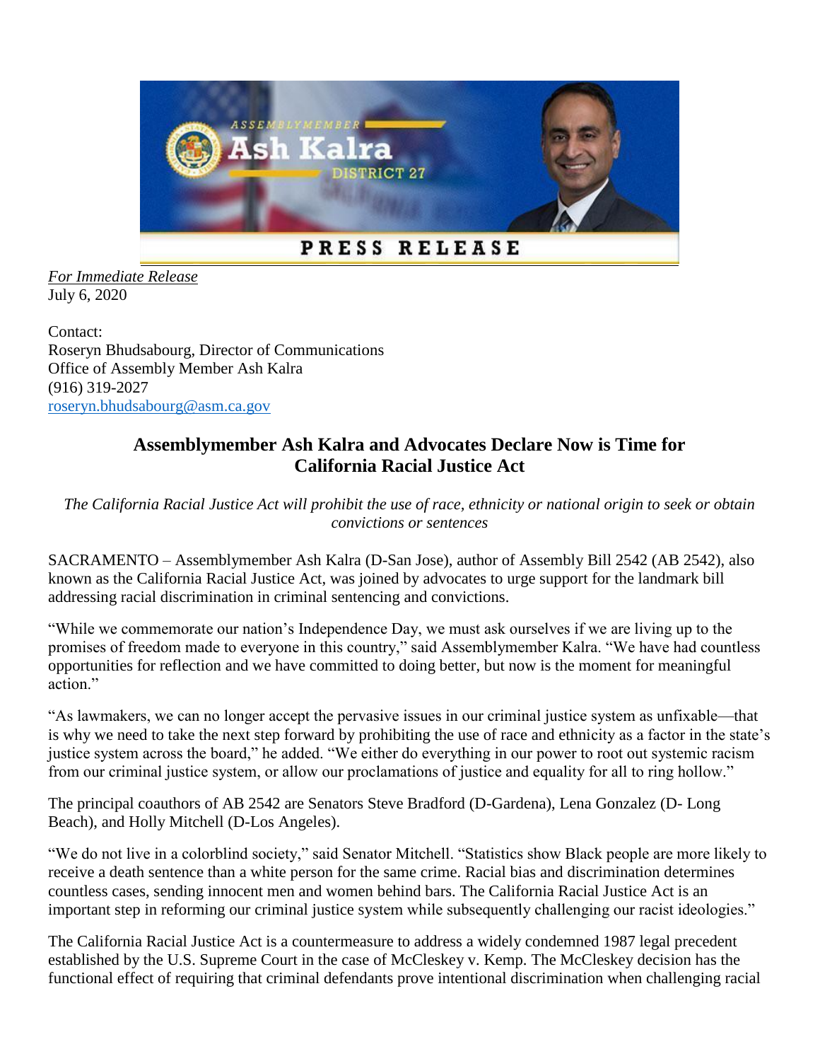*For Immediate Release*
July 6, 2020

Contact:
Roseryn Bhudsabourg, Director of Communications
Office of Assembly Member Ash Kalra
(916) 319-2027
roseryn.bhudsabourg@asm.ca.gov

## Assemblymember Ash Kalra and Advocates Declare Now is Time for California Racial Justice Act

*The California Racial Justice Act will prohibit the use of race, ethnicity or national origin to seek or obtain convictions or sentences*

SACRAMENTO – Assemblymember Ash Kalra (D-San Jose), author of Assembly Bill 2542 (AB 2542), also known as the California Racial Justice Act, was joined by advocates to urge support for the landmark bill addressing racial discrimination in criminal sentencing and convictions.

"While we commemorate our nation's Independence Day, we must ask ourselves if we are living up to the promises of freedom made to everyone in this country," said Assemblymember Kalra. "We have had countless opportunities for reflection and we have committed to doing better, but now is the moment for meaningful action."

"As lawmakers, we can no longer accept the pervasive issues in our criminal justice system as unfixable—that is why we need to take the next step forward by prohibiting the use of race and ethnicity as a factor in the state's justice system across the board," he added. "We either do everything in our power to root out systemic racism from our criminal justice system, or allow our proclamations of justice and equality for all to ring hollow."

The principal coauthors of AB 2542 are Senators Steve Bradford (D-Gardena), Lena Gonzalez (D- Long Beach), and Holly Mitchell (D-Los Angeles).

"We do not live in a colorblind society," said Senator Mitchell. "Statistics show Black people are more likely to receive a death sentence than a white person for the same crime. Racial bias and discrimination determines countless cases, sending innocent men and women behind bars. The California Racial Justice Act is an important step in reforming our criminal justice system while subsequently challenging our racist ideologies."

The California Racial Justice Act is a countermeasure to address a widely condemned 1987 legal precedent established by the U.S. Supreme Court in the case of McCleskey v. Kemp. The McCleskey decision has the functional effect of requiring that criminal defendants prove intentional discrimination when challenging racial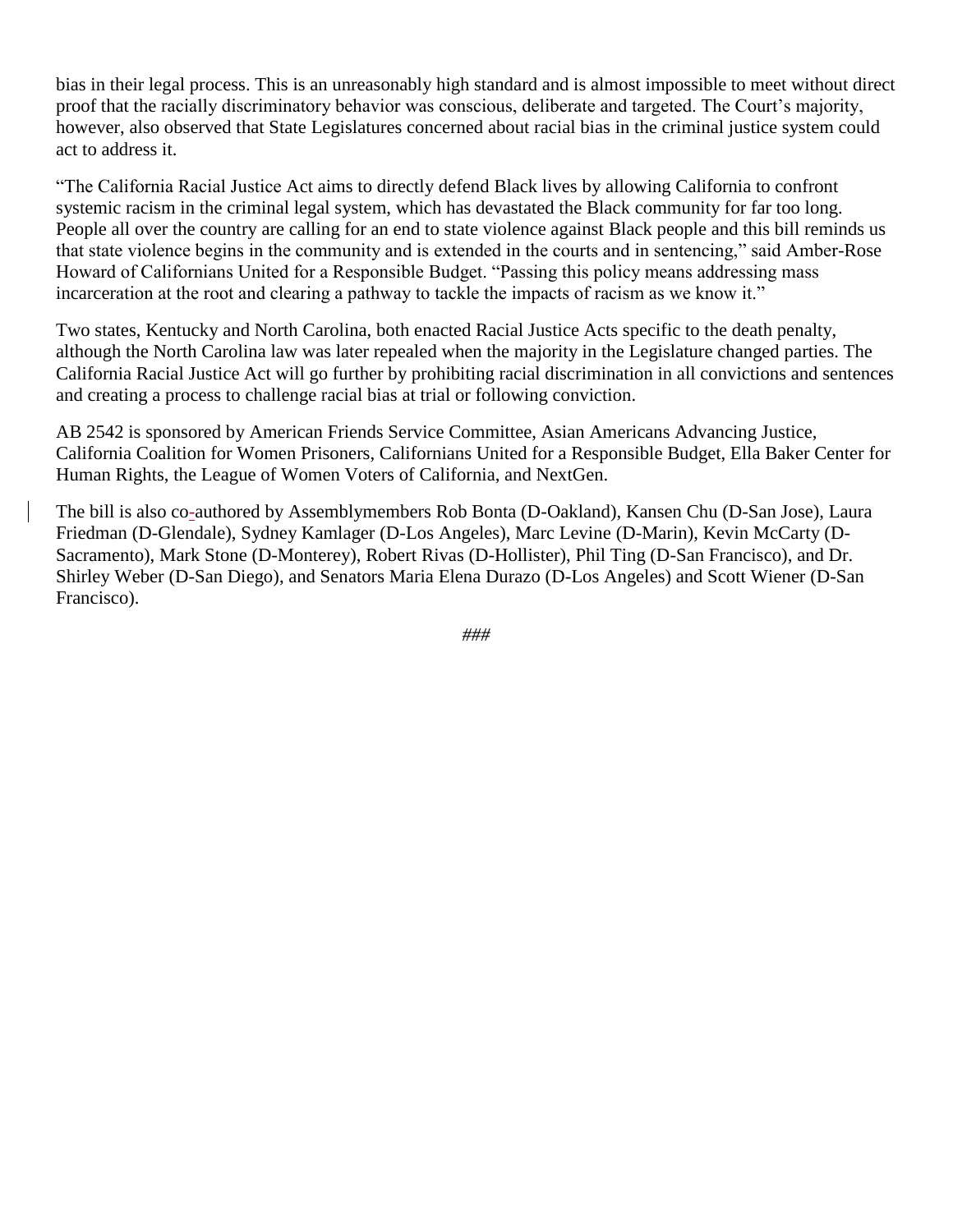bias in their legal process. This is an unreasonably high standard and is almost impossible to meet without direct proof that the racially discriminatory behavior was conscious, deliberate and targeted. The Court's majority, however, also observed that State Legislatures concerned about racial bias in the criminal justice system could act to address it.

"The California Racial Justice Act aims to directly defend Black lives by allowing California to confront systemic racism in the criminal legal system, which has devastated the Black community for far too long. People all over the country are calling for an end to state violence against Black people and this bill reminds us that state violence begins in the community and is extended in the courts and in sentencing," said Amber-Rose Howard of Californians United for a Responsible Budget. "Passing this policy means addressing mass incarceration at the root and clearing a pathway to tackle the impacts of racism as we know it."

Two states, Kentucky and North Carolina, both enacted Racial Justice Acts specific to the death penalty, although the North Carolina law was later repealed when the majority in the Legislature changed parties. The California Racial Justice Act will go further by prohibiting racial discrimination in all convictions and sentences and creating a process to challenge racial bias at trial or following conviction.

AB 2542 is sponsored by American Friends Service Committee, Asian Americans Advancing Justice, California Coalition for Women Prisoners, Californians United for a Responsible Budget, Ella Baker Center for Human Rights, the League of Women Voters of California, and NextGen.

The bill is also co-authored by Assemblymembers Rob Bonta (D-Oakland), Kansen Chu (D-San Jose), Laura Friedman (D-Glendale), Sydney Kamlager (D-Los Angeles), Marc Levine (D-Marin), Kevin McCarty (D-Sacramento), Mark Stone (D-Monterey), Robert Rivas (D-Hollister), Phil Ting (D-San Francisco), and Dr. Shirley Weber (D-San Diego), and Senators Maria Elena Durazo (D-Los Angeles) and Scott Wiener (D-San Francisco).

###